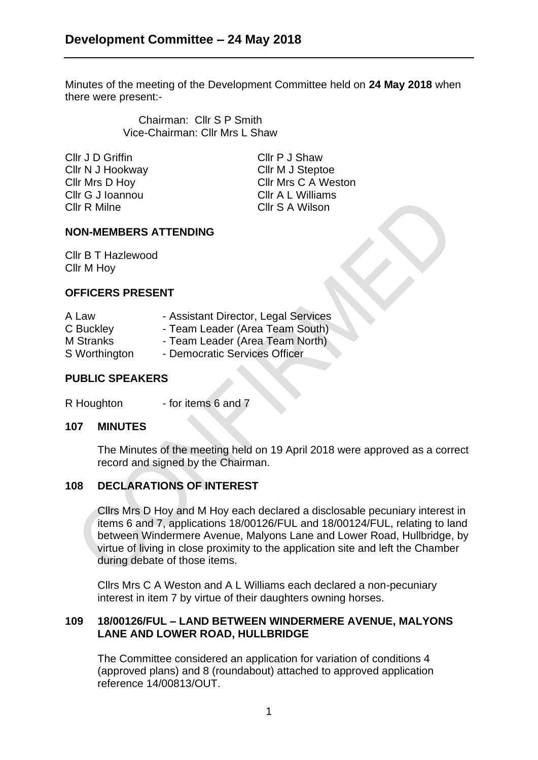# Development Committee – 24 May 2018

Minutes of the meeting of the Development Committee held on **24 May 2018** when there were present:-

Chairman: Cllr S P Smith
Vice-Chairman: Cllr Mrs L Shaw

Cllr J D Griffin
Cllr N J Hookway
Cllr Mrs D Hoy
Cllr G J Ioannou
Cllr R Milne
Cllr P J Shaw
Cllr M J Steptoe
Cllr Mrs C A Weston
Cllr A L Williams
Cllr S A Wilson

## NON-MEMBERS ATTENDING

Cllr B T Hazlewood
Cllr M Hoy

## OFFICERS PRESENT

| | |
|---|---|
| A Law | - Assistant Director, Legal Services |
| C Buckley | - Team Leader (Area Team South) |
| M Stranks | - Team Leader (Area Team North) |
| S Worthington | - Democratic Services Officer |

## PUBLIC SPEAKERS

R Houghton - for items 6 and 7

## 107 MINUTES

The Minutes of the meeting held on 19 April 2018 were approved as a correct record and signed by the Chairman.

## 108 DECLARATIONS OF INTEREST

Cllrs Mrs D Hoy and M Hoy each declared a disclosable pecuniary interest in items 6 and 7, applications 18/00126/FUL and 18/00124/FUL, relating to land between Windermere Avenue, Malyons Lane and Lower Road, Hullbridge, by virtue of living in close proximity to the application site and left the Chamber during debate of those items.

Cllrs Mrs C A Weston and A L Williams each declared a non-pecuniary interest in item 7 by virtue of their daughters owning horses.

## 109 18/00126/FUL – LAND BETWEEN WINDERMERE AVENUE, MALYONS LANE AND LOWER ROAD, HULLBRIDGE

The Committee considered an application for variation of conditions 4 (approved plans) and 8 (roundabout) attached to approved application reference 14/00813/OUT.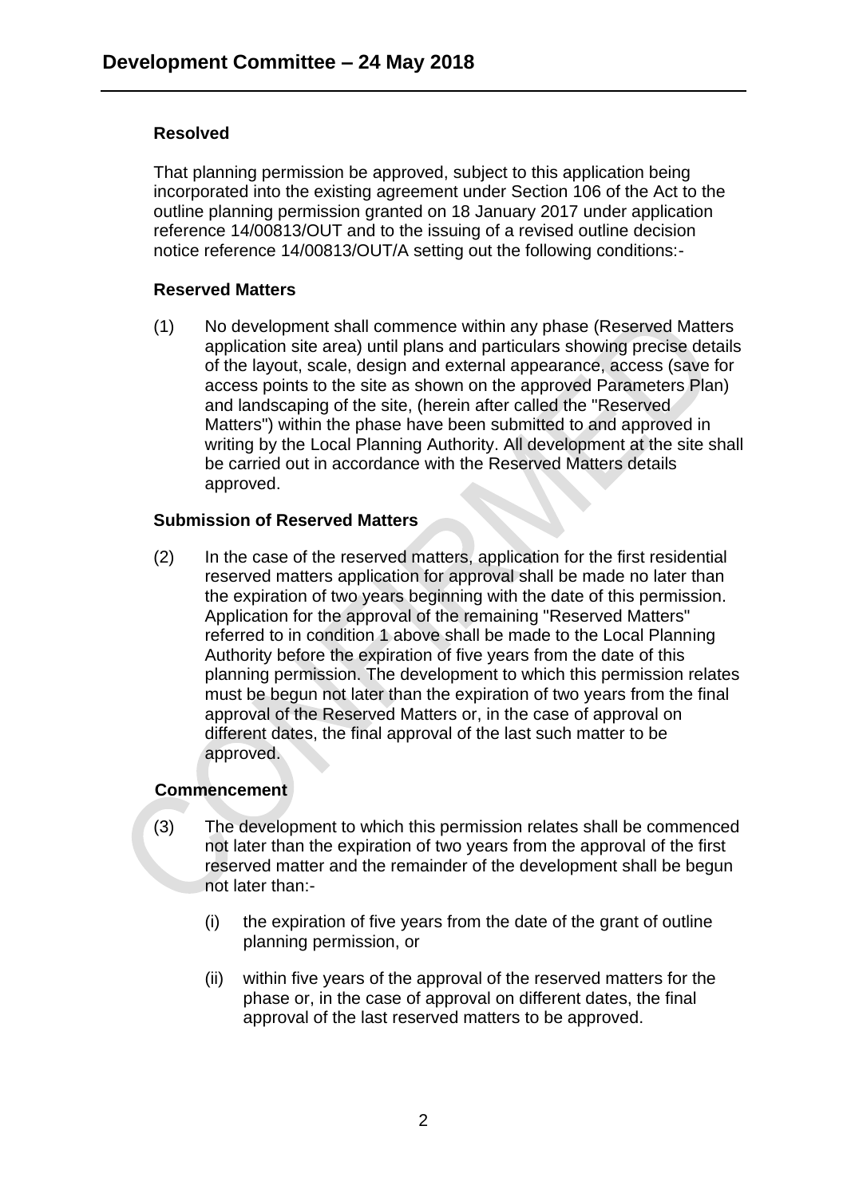**Resolved**

That planning permission be approved, subject to this application being incorporated into the existing agreement under Section 106 of the Act to the outline planning permission granted on 18 January 2017 under application reference 14/00813/OUT and to the issuing of a revised outline decision notice reference 14/00813/OUT/A setting out the following conditions:-

**Reserved Matters**

(1) No development shall commence within any phase (Reserved Matters application site area) until plans and particulars showing precise details of the layout, scale, design and external appearance, access (save for access points to the site as shown on the approved Parameters Plan) and landscaping of the site, (herein after called the "Reserved Matters") within the phase have been submitted to and approved in writing by the Local Planning Authority. All development at the site shall be carried out in accordance with the Reserved Matters details approved.

**Submission of Reserved Matters**

(2) In the case of the reserved matters, application for the first residential reserved matters application for approval shall be made no later than the expiration of two years beginning with the date of this permission. Application for the approval of the remaining "Reserved Matters" referred to in condition 1 above shall be made to the Local Planning Authority before the expiration of five years from the date of this planning permission. The development to which this permission relates must be begun not later than the expiration of two years from the final approval of the Reserved Matters or, in the case of approval on different dates, the final approval of the last such matter to be approved.

**Commencement**

(3) The development to which this permission relates shall be commenced not later than the expiration of two years from the approval of the first reserved matter and the remainder of the development shall be begun not later than:-

   (i) the expiration of five years from the date of the grant of outline planning permission, or

   (ii) within five years of the approval of the reserved matters for the phase or, in the case of approval on different dates, the final approval of the last reserved matters to be approved.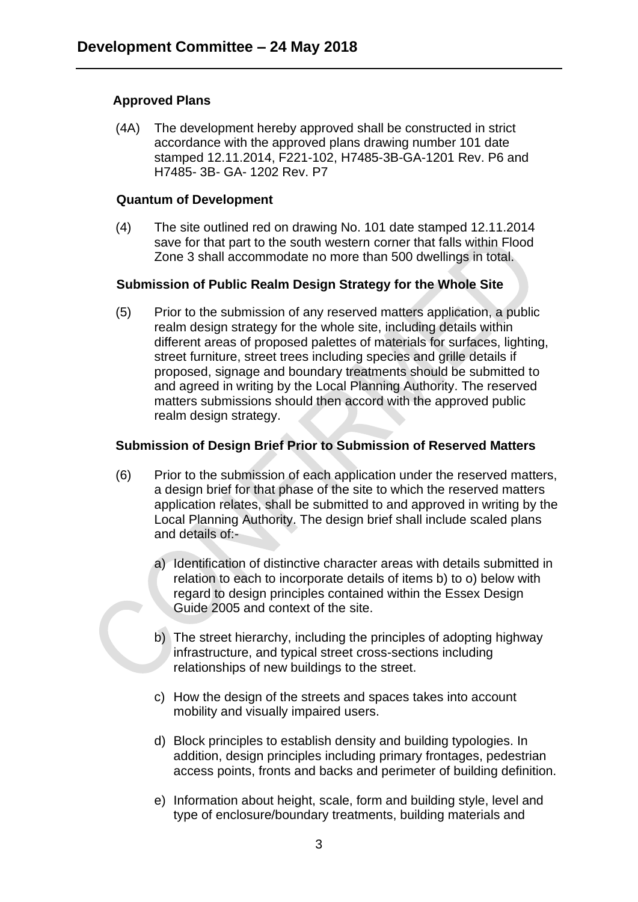**Approved Plans**

(4A) The development hereby approved shall be constructed in strict accordance with the approved plans drawing number 101 date stamped 12.11.2014, F221-102, H7485-3B-GA-1201 Rev. P6 and H7485- 3B- GA- 1202 Rev. P7

**Quantum of Development**

(4) The site outlined red on drawing No. 101 date stamped 12.11.2014 save for that part to the south western corner that falls within Flood Zone 3 shall accommodate no more than 500 dwellings in total.

**Submission of Public Realm Design Strategy for the Whole Site**

(5) Prior to the submission of any reserved matters application, a public realm design strategy for the whole site, including details within different areas of proposed palettes of materials for surfaces, lighting, street furniture, street trees including species and grille details if proposed, signage and boundary treatments should be submitted to and agreed in writing by the Local Planning Authority. The reserved matters submissions should then accord with the approved public realm design strategy.

**Submission of Design Brief Prior to Submission of Reserved Matters**

(6) Prior to the submission of each application under the reserved matters, a design brief for that phase of the site to which the reserved matters application relates, shall be submitted to and approved in writing by the Local Planning Authority. The design brief shall include scaled plans and details of:-

a) Identification of distinctive character areas with details submitted in relation to each to incorporate details of items b) to o) below with regard to design principles contained within the Essex Design Guide 2005 and context of the site.

b) The street hierarchy, including the principles of adopting highway infrastructure, and typical street cross-sections including relationships of new buildings to the street.

c) How the design of the streets and spaces takes into account mobility and visually impaired users.

d) Block principles to establish density and building typologies. In addition, design principles including primary frontages, pedestrian access points, fronts and backs and perimeter of building definition.

e) Information about height, scale, form and building style, level and type of enclosure/boundary treatments, building materials and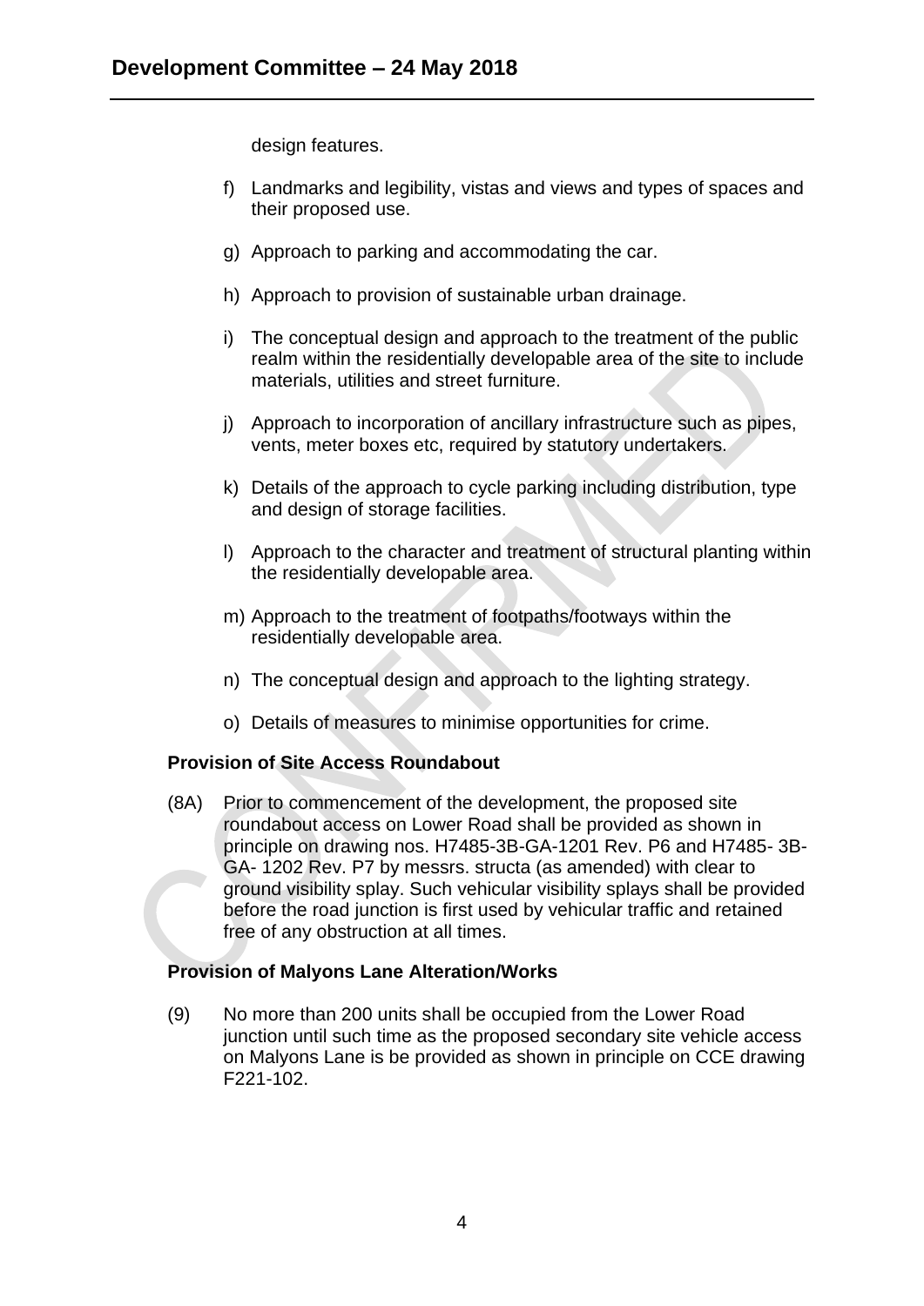design features.

f) Landmarks and legibility, vistas and views and types of spaces and their proposed use.

g) Approach to parking and accommodating the car.

h) Approach to provision of sustainable urban drainage.

i) The conceptual design and approach to the treatment of the public realm within the residentially developable area of the site to include materials, utilities and street furniture.

j) Approach to incorporation of ancillary infrastructure such as pipes, vents, meter boxes etc, required by statutory undertakers.

k) Details of the approach to cycle parking including distribution, type and design of storage facilities.

l) Approach to the character and treatment of structural planting within the residentially developable area.

m) Approach to the treatment of footpaths/footways within the residentially developable area.

n) The conceptual design and approach to the lighting strategy.

o) Details of measures to minimise opportunities for crime.

**Provision of Site Access Roundabout**

(8A) Prior to commencement of the development, the proposed site roundabout access on Lower Road shall be provided as shown in principle on drawing nos. H7485-3B-GA-1201 Rev. P6 and H7485- 3B-GA- 1202 Rev. P7 by messrs. structa (as amended) with clear to ground visibility splay. Such vehicular visibility splays shall be provided before the road junction is first used by vehicular traffic and retained free of any obstruction at all times.

**Provision of Malyons Lane Alteration/Works**

(9) No more than 200 units shall be occupied from the Lower Road junction until such time as the proposed secondary site vehicle access on Malyons Lane is be provided as shown in principle on CCE drawing F221-102.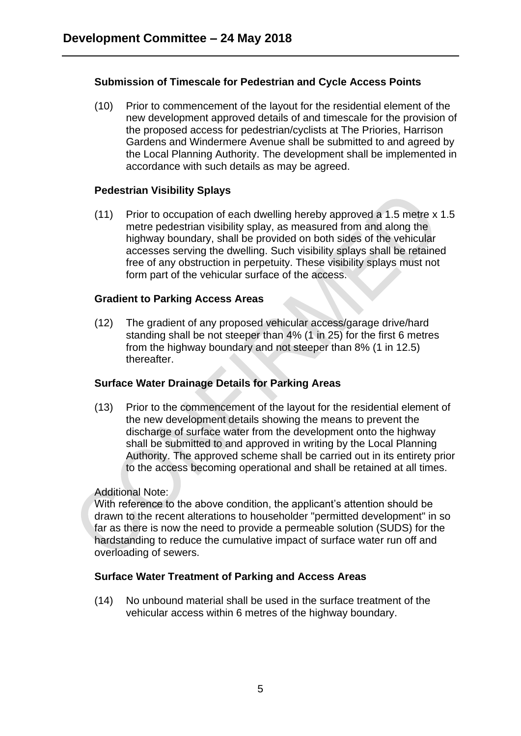### Submission of Timescale for Pedestrian and Cycle Access Points

(10) Prior to commencement of the layout for the residential element of the new development approved details of and timescale for the provision of the proposed access for pedestrian/cyclists at The Priories, Harrison Gardens and Windermere Avenue shall be submitted to and agreed by the Local Planning Authority. The development shall be implemented in accordance with such details as may be agreed.

### Pedestrian Visibility Splays

(11) Prior to occupation of each dwelling hereby approved a 1.5 metre x 1.5 metre pedestrian visibility splay, as measured from and along the highway boundary, shall be provided on both sides of the vehicular accesses serving the dwelling. Such visibility splays shall be retained free of any obstruction in perpetuity. These visibility splays must not form part of the vehicular surface of the access.

### Gradient to Parking Access Areas

(12) The gradient of any proposed vehicular access/garage drive/hard standing shall be not steeper than 4% (1 in 25) for the first 6 metres from the highway boundary and not steeper than 8% (1 in 12.5) thereafter.

### Surface Water Drainage Details for Parking Areas

(13) Prior to the commencement of the layout for the residential element of the new development details showing the means to prevent the discharge of surface water from the development onto the highway shall be submitted to and approved in writing by the Local Planning Authority. The approved scheme shall be carried out in its entirety prior to the access becoming operational and shall be retained at all times.

Additional Note:
With reference to the above condition, the applicant's attention should be drawn to the recent alterations to householder "permitted development" in so far as there is now the need to provide a permeable solution (SUDS) for the hardstanding to reduce the cumulative impact of surface water run off and overloading of sewers.

### Surface Water Treatment of Parking and Access Areas

(14) No unbound material shall be used in the surface treatment of the vehicular access within 6 metres of the highway boundary.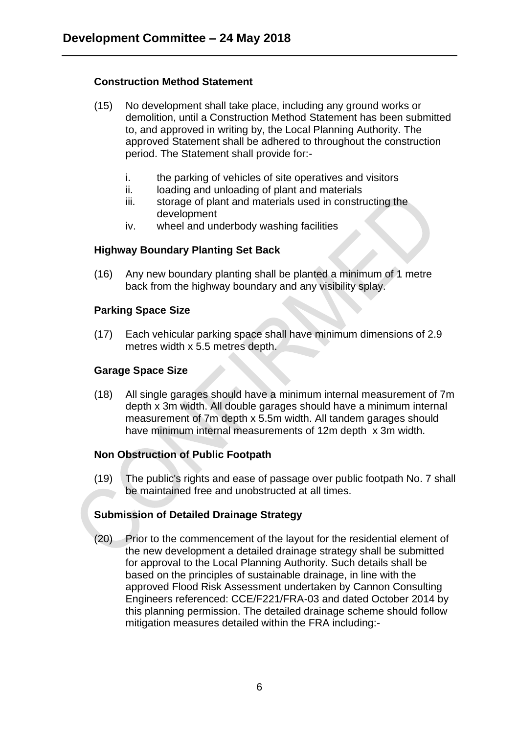### Construction Method Statement

(15) No development shall take place, including any ground works or demolition, until a Construction Method Statement has been submitted to, and approved in writing by, the Local Planning Authority. The approved Statement shall be adhered to throughout the construction period. The Statement shall provide for:-

i. the parking of vehicles of site operatives and visitors
ii. loading and unloading of plant and materials
iii. storage of plant and materials used in constructing the development
iv. wheel and underbody washing facilities

### Highway Boundary Planting Set Back

(16) Any new boundary planting shall be planted a minimum of 1 metre back from the highway boundary and any visibility splay.

### Parking Space Size

(17) Each vehicular parking space shall have minimum dimensions of 2.9 metres width x 5.5 metres depth.

### Garage Space Size

(18) All single garages should have a minimum internal measurement of 7m depth x 3m width. All double garages should have a minimum internal measurement of 7m depth x 5.5m width. All tandem garages should have minimum internal measurements of 12m depth x 3m width.

### Non Obstruction of Public Footpath

(19) The public's rights and ease of passage over public footpath No. 7 shall be maintained free and unobstructed at all times.

### Submission of Detailed Drainage Strategy

(20) Prior to the commencement of the layout for the residential element of the new development a detailed drainage strategy shall be submitted for approval to the Local Planning Authority. Such details shall be based on the principles of sustainable drainage, in line with the approved Flood Risk Assessment undertaken by Cannon Consulting Engineers referenced: CCE/F221/FRA-03 and dated October 2014 by this planning permission. The detailed drainage scheme should follow mitigation measures detailed within the FRA including:-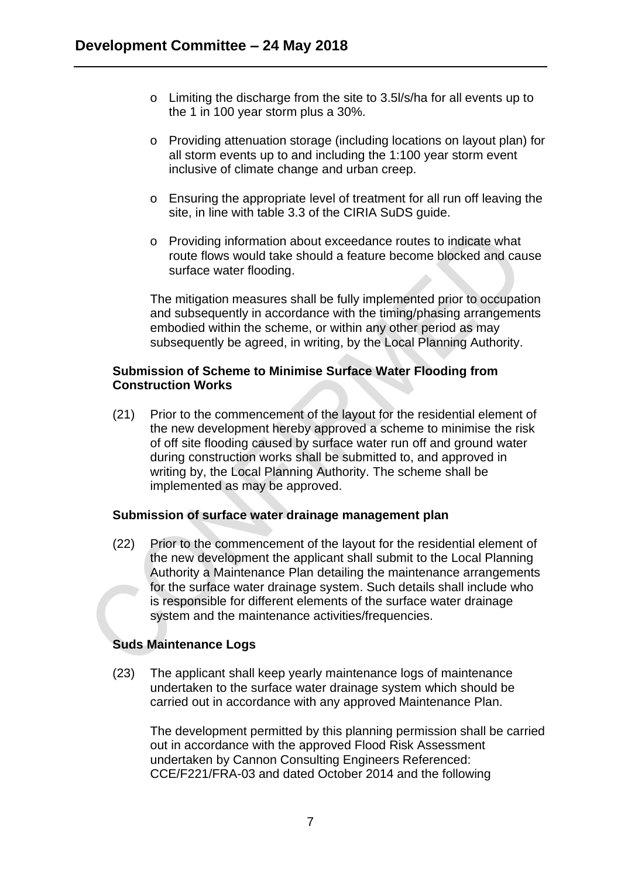- Limiting the discharge from the site to 3.5l/s/ha for all events up to the 1 in 100 year storm plus a 30%.
- Providing attenuation storage (including locations on layout plan) for all storm events up to and including the 1:100 year storm event inclusive of climate change and urban creep.
- Ensuring the appropriate level of treatment for all run off leaving the site, in line with table 3.3 of the CIRIA SuDS guide.
- Providing information about exceedance routes to indicate what route flows would take should a feature become blocked and cause surface water flooding.

The mitigation measures shall be fully implemented prior to occupation and subsequently in accordance with the timing/phasing arrangements embodied within the scheme, or within any other period as may subsequently be agreed, in writing, by the Local Planning Authority.

**Submission of Scheme to Minimise Surface Water Flooding from Construction Works**

(21) Prior to the commencement of the layout for the residential element of the new development hereby approved a scheme to minimise the risk of off site flooding caused by surface water run off and ground water during construction works shall be submitted to, and approved in writing by, the Local Planning Authority. The scheme shall be implemented as may be approved.

**Submission of surface water drainage management plan**

(22) Prior to the commencement of the layout for the residential element of the new development the applicant shall submit to the Local Planning Authority a Maintenance Plan detailing the maintenance arrangements for the surface water drainage system. Such details shall include who is responsible for different elements of the surface water drainage system and the maintenance activities/frequencies.

**Suds Maintenance Logs**

(23) The applicant shall keep yearly maintenance logs of maintenance undertaken to the surface water drainage system which should be carried out in accordance with any approved Maintenance Plan.

The development permitted by this planning permission shall be carried out in accordance with the approved Flood Risk Assessment undertaken by Cannon Consulting Engineers Referenced: CCE/F221/FRA-03 and dated October 2014 and the following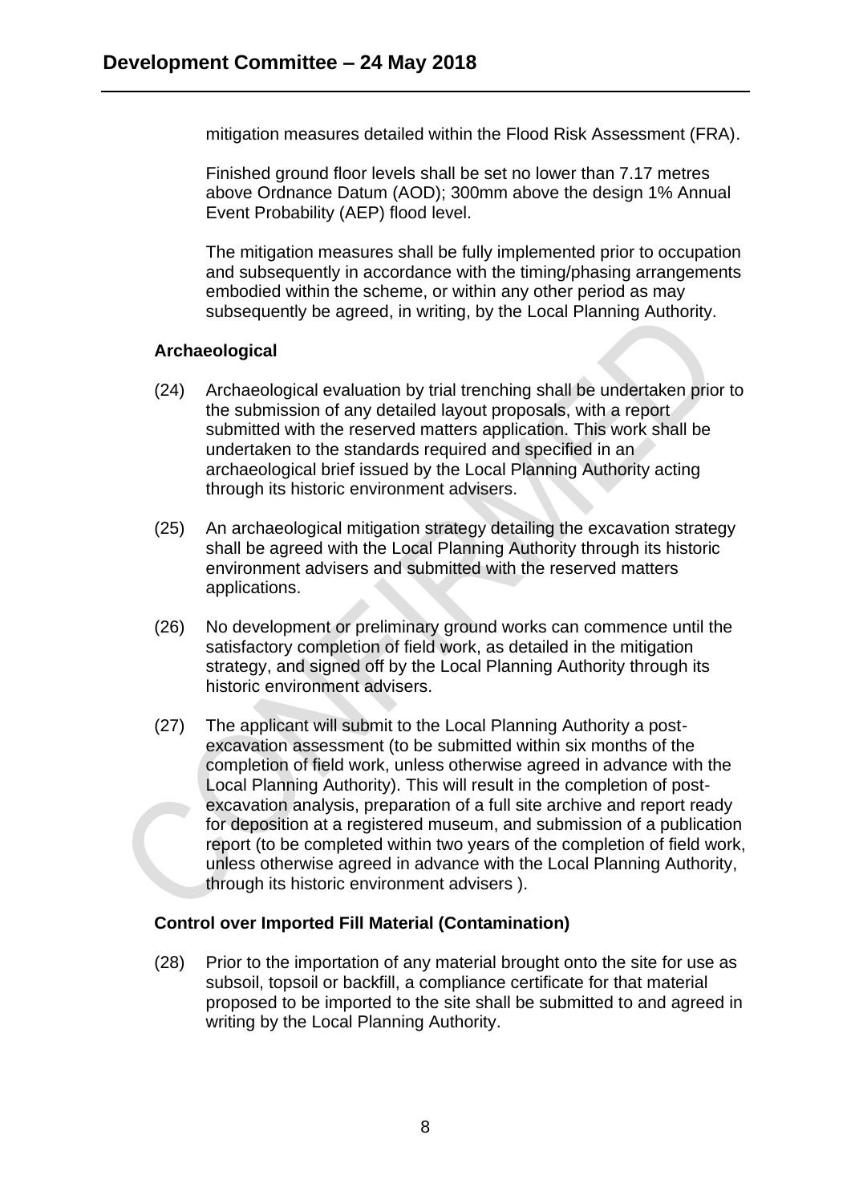mitigation measures detailed within the Flood Risk Assessment (FRA).

Finished ground floor levels shall be set no lower than 7.17 metres above Ordnance Datum (AOD); 300mm above the design 1% Annual Event Probability (AEP) flood level.

The mitigation measures shall be fully implemented prior to occupation and subsequently in accordance with the timing/phasing arrangements embodied within the scheme, or within any other period as may subsequently be agreed, in writing, by the Local Planning Authority.

**Archaeological**

(24) Archaeological evaluation by trial trenching shall be undertaken prior to the submission of any detailed layout proposals, with a report submitted with the reserved matters application. This work shall be undertaken to the standards required and specified in an archaeological brief issued by the Local Planning Authority acting through its historic environment advisers.

(25) An archaeological mitigation strategy detailing the excavation strategy shall be agreed with the Local Planning Authority through its historic environment advisers and submitted with the reserved matters applications.

(26) No development or preliminary ground works can commence until the satisfactory completion of field work, as detailed in the mitigation strategy, and signed off by the Local Planning Authority through its historic environment advisers.

(27) The applicant will submit to the Local Planning Authority a post-excavation assessment (to be submitted within six months of the completion of field work, unless otherwise agreed in advance with the Local Planning Authority). This will result in the completion of post-excavation analysis, preparation of a full site archive and report ready for deposition at a registered museum, and submission of a publication report (to be completed within two years of the completion of field work, unless otherwise agreed in advance with the Local Planning Authority, through its historic environment advisers ).

**Control over Imported Fill Material (Contamination)**

(28) Prior to the importation of any material brought onto the site for use as subsoil, topsoil or backfill, a compliance certificate for that material proposed to be imported to the site shall be submitted to and agreed in writing by the Local Planning Authority.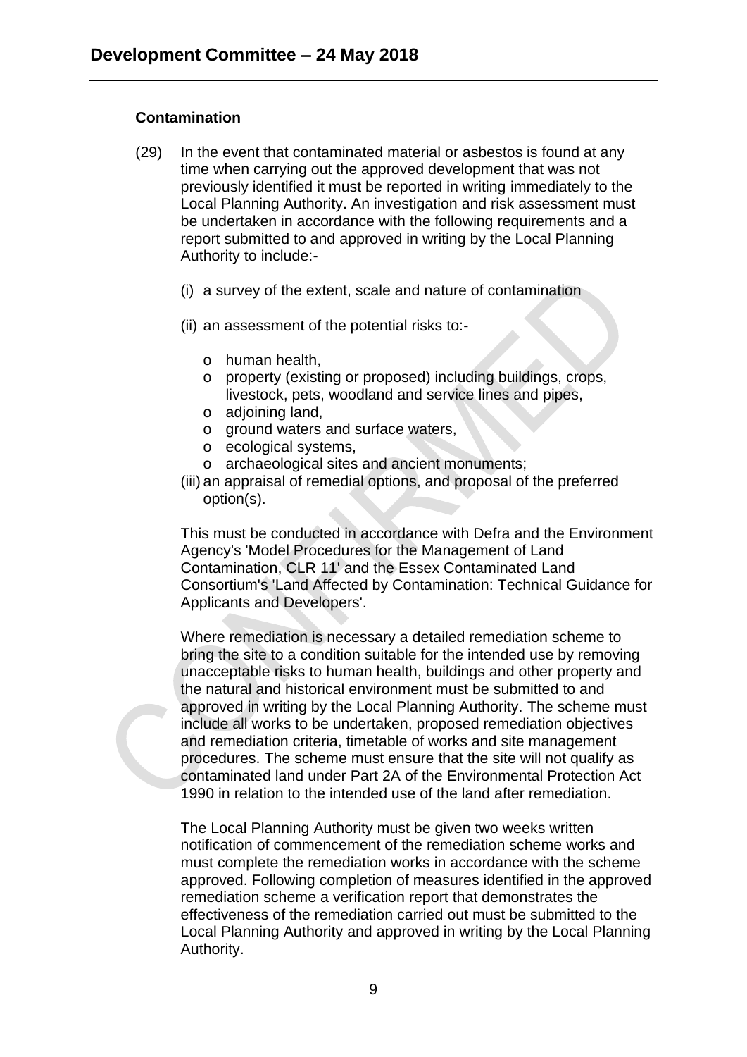**Contamination**

(29) In the event that contaminated material or asbestos is found at any time when carrying out the approved development that was not previously identified it must be reported in writing immediately to the Local Planning Authority. An investigation and risk assessment must be undertaken in accordance with the following requirements and a report submitted to and approved in writing by the Local Planning Authority to include:-

(i) a survey of the extent, scale and nature of contamination

(ii) an assessment of the potential risks to:-

- human health,
- property (existing or proposed) including buildings, crops, livestock, pets, woodland and service lines and pipes,
- adjoining land,
- ground waters and surface waters,
- ecological systems,
- archaeological sites and ancient monuments;

(iii) an appraisal of remedial options, and proposal of the preferred option(s).

This must be conducted in accordance with Defra and the Environment Agency's 'Model Procedures for the Management of Land Contamination, CLR 11' and the Essex Contaminated Land Consortium's 'Land Affected by Contamination: Technical Guidance for Applicants and Developers'.

Where remediation is necessary a detailed remediation scheme to bring the site to a condition suitable for the intended use by removing unacceptable risks to human health, buildings and other property and the natural and historical environment must be submitted to and approved in writing by the Local Planning Authority. The scheme must include all works to be undertaken, proposed remediation objectives and remediation criteria, timetable of works and site management procedures. The scheme must ensure that the site will not qualify as contaminated land under Part 2A of the Environmental Protection Act 1990 in relation to the intended use of the land after remediation.

The Local Planning Authority must be given two weeks written notification of commencement of the remediation scheme works and must complete the remediation works in accordance with the scheme approved. Following completion of measures identified in the approved remediation scheme a verification report that demonstrates the effectiveness of the remediation carried out must be submitted to the Local Planning Authority and approved in writing by the Local Planning Authority.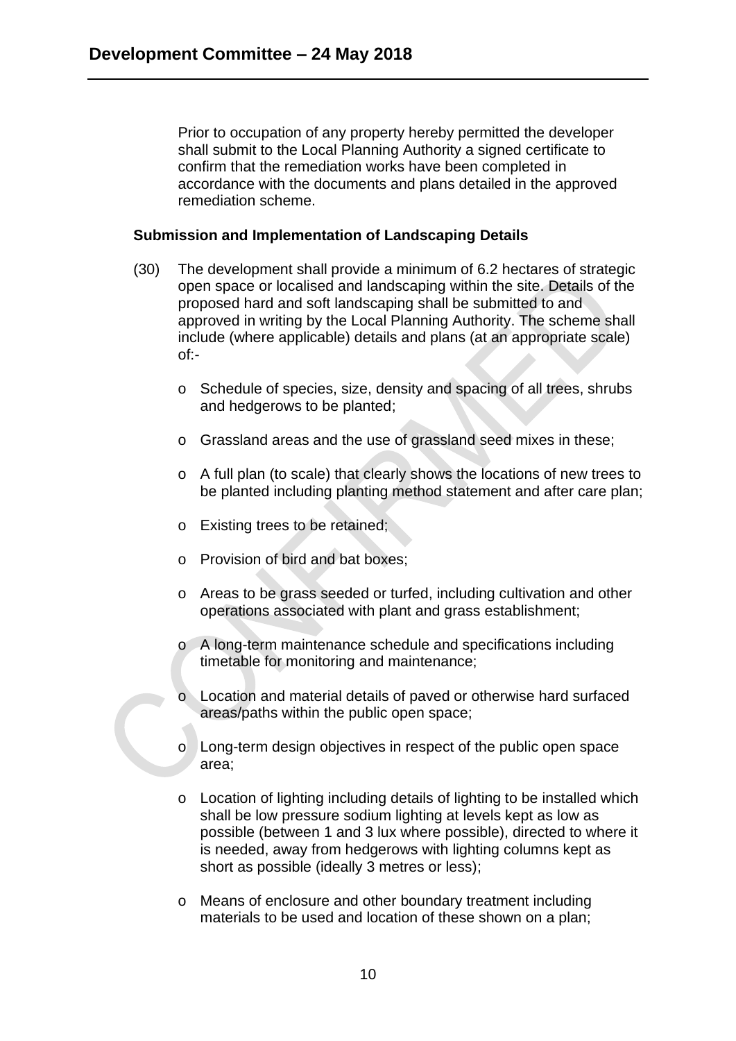Prior to occupation of any property hereby permitted the developer shall submit to the Local Planning Authority a signed certificate to confirm that the remediation works have been completed in accordance with the documents and plans detailed in the approved remediation scheme.

**Submission and Implementation of Landscaping Details**

(30) The development shall provide a minimum of 6.2 hectares of strategic open space or localised and landscaping within the site. Details of the proposed hard and soft landscaping shall be submitted to and approved in writing by the Local Planning Authority. The scheme shall include (where applicable) details and plans (at an appropriate scale) of:-

- Schedule of species, size, density and spacing of all trees, shrubs and hedgerows to be planted;
- Grassland areas and the use of grassland seed mixes in these;
- A full plan (to scale) that clearly shows the locations of new trees to be planted including planting method statement and after care plan;
- Existing trees to be retained;
- Provision of bird and bat boxes;
- Areas to be grass seeded or turfed, including cultivation and other operations associated with plant and grass establishment;
- A long-term maintenance schedule and specifications including timetable for monitoring and maintenance;
- Location and material details of paved or otherwise hard surfaced areas/paths within the public open space;
- Long-term design objectives in respect of the public open space area;
- Location of lighting including details of lighting to be installed which shall be low pressure sodium lighting at levels kept as low as possible (between 1 and 3 lux where possible), directed to where it is needed, away from hedgerows with lighting columns kept as short as possible (ideally 3 metres or less);
- Means of enclosure and other boundary treatment including materials to be used and location of these shown on a plan;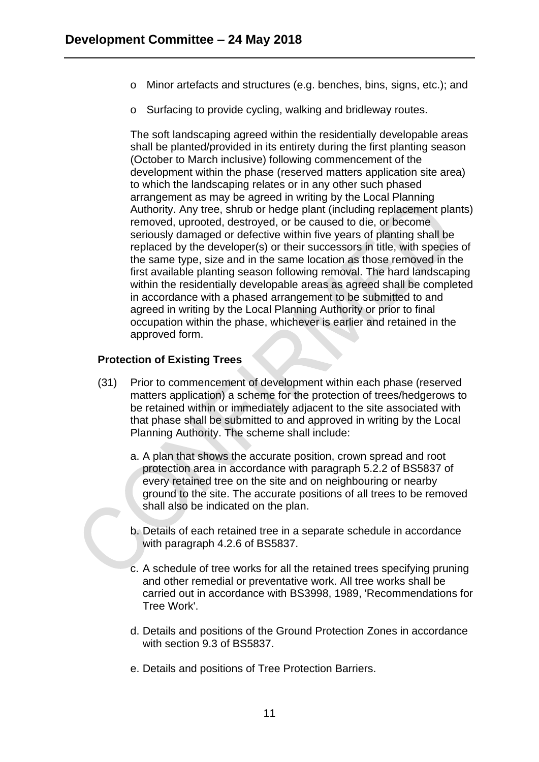- o Minor artefacts and structures (e.g. benches, bins, signs, etc.); and
- o Surfacing to provide cycling, walking and bridleway routes.

The soft landscaping agreed within the residentially developable areas shall be planted/provided in its entirety during the first planting season (October to March inclusive) following commencement of the development within the phase (reserved matters application site area) to which the landscaping relates or in any other such phased arrangement as may be agreed in writing by the Local Planning Authority. Any tree, shrub or hedge plant (including replacement plants) removed, uprooted, destroyed, or be caused to die, or become seriously damaged or defective within five years of planting shall be replaced by the developer(s) or their successors in title, with species of the same type, size and in the same location as those removed in the first available planting season following removal. The hard landscaping within the residentially developable areas as agreed shall be completed in accordance with a phased arrangement to be submitted to and agreed in writing by the Local Planning Authority or prior to final occupation within the phase, whichever is earlier and retained in the approved form.

**Protection of Existing Trees**

(31) Prior to commencement of development within each phase (reserved matters application) a scheme for the protection of trees/hedgerows to be retained within or immediately adjacent to the site associated with that phase shall be submitted to and approved in writing by the Local Planning Authority. The scheme shall include:

a. A plan that shows the accurate position, crown spread and root protection area in accordance with paragraph 5.2.2 of BS5837 of every retained tree on the site and on neighbouring or nearby ground to the site. The accurate positions of all trees to be removed shall also be indicated on the plan.

b. Details of each retained tree in a separate schedule in accordance with paragraph 4.2.6 of BS5837.

c. A schedule of tree works for all the retained trees specifying pruning and other remedial or preventative work. All tree works shall be carried out in accordance with BS3998, 1989, 'Recommendations for Tree Work'.

d. Details and positions of the Ground Protection Zones in accordance with section 9.3 of BS5837.

e. Details and positions of Tree Protection Barriers.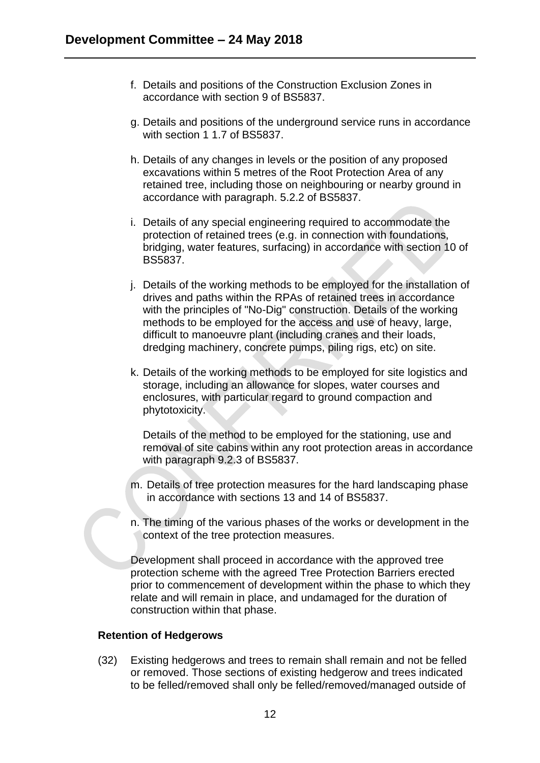f. Details and positions of the Construction Exclusion Zones in accordance with section 9 of BS5837.

g. Details and positions of the underground service runs in accordance with section 1 1.7 of BS5837.

h. Details of any changes in levels or the position of any proposed excavations within 5 metres of the Root Protection Area of any retained tree, including those on neighbouring or nearby ground in accordance with paragraph. 5.2.2 of BS5837.

i. Details of any special engineering required to accommodate the protection of retained trees (e.g. in connection with foundations, bridging, water features, surfacing) in accordance with section 10 of BS5837.

j. Details of the working methods to be employed for the installation of drives and paths within the RPAs of retained trees in accordance with the principles of "No-Dig" construction. Details of the working methods to be employed for the access and use of heavy, large, difficult to manoeuvre plant (including cranes and their loads, dredging machinery, concrete pumps, piling rigs, etc) on site.

k. Details of the working methods to be employed for site logistics and storage, including an allowance for slopes, water courses and enclosures, with particular regard to ground compaction and phytotoxicity.

Details of the method to be employed for the stationing, use and removal of site cabins within any root protection areas in accordance with paragraph 9.2.3 of BS5837.

m. Details of tree protection measures for the hard landscaping phase in accordance with sections 13 and 14 of BS5837.

n. The timing of the various phases of the works or development in the context of the tree protection measures.

Development shall proceed in accordance with the approved tree protection scheme with the agreed Tree Protection Barriers erected prior to commencement of development within the phase to which they relate and will remain in place, and undamaged for the duration of construction within that phase.

**Retention of Hedgerows**

(32) Existing hedgerows and trees to remain shall remain and not be felled or removed. Those sections of existing hedgerow and trees indicated to be felled/removed shall only be felled/removed/managed outside of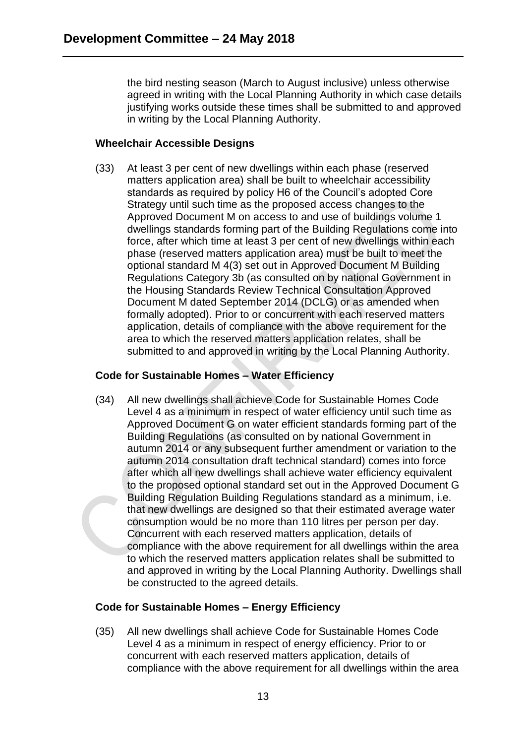the bird nesting season (March to August inclusive) unless otherwise agreed in writing with the Local Planning Authority in which case details justifying works outside these times shall be submitted to and approved in writing by the Local Planning Authority.

**Wheelchair Accessible Designs**

(33) At least 3 per cent of new dwellings within each phase (reserved matters application area) shall be built to wheelchair accessibility standards as required by policy H6 of the Council's adopted Core Strategy until such time as the proposed access changes to the Approved Document M on access to and use of buildings volume 1 dwellings standards forming part of the Building Regulations come into force, after which time at least 3 per cent of new dwellings within each phase (reserved matters application area) must be built to meet the optional standard M 4(3) set out in Approved Document M Building Regulations Category 3b (as consulted on by national Government in the Housing Standards Review Technical Consultation Approved Document M dated September 2014 (DCLG) or as amended when formally adopted). Prior to or concurrent with each reserved matters application, details of compliance with the above requirement for the area to which the reserved matters application relates, shall be submitted to and approved in writing by the Local Planning Authority.

**Code for Sustainable Homes – Water Efficiency**

(34) All new dwellings shall achieve Code for Sustainable Homes Code Level 4 as a minimum in respect of water efficiency until such time as Approved Document G on water efficient standards forming part of the Building Regulations (as consulted on by national Government in autumn 2014 or any subsequent further amendment or variation to the autumn 2014 consultation draft technical standard) comes into force after which all new dwellings shall achieve water efficiency equivalent to the proposed optional standard set out in the Approved Document G Building Regulation Building Regulations standard as a minimum, i.e. that new dwellings are designed so that their estimated average water consumption would be no more than 110 litres per person per day. Concurrent with each reserved matters application, details of compliance with the above requirement for all dwellings within the area to which the reserved matters application relates shall be submitted to and approved in writing by the Local Planning Authority. Dwellings shall be constructed to the agreed details.

**Code for Sustainable Homes – Energy Efficiency**

(35) All new dwellings shall achieve Code for Sustainable Homes Code Level 4 as a minimum in respect of energy efficiency. Prior to or concurrent with each reserved matters application, details of compliance with the above requirement for all dwellings within the area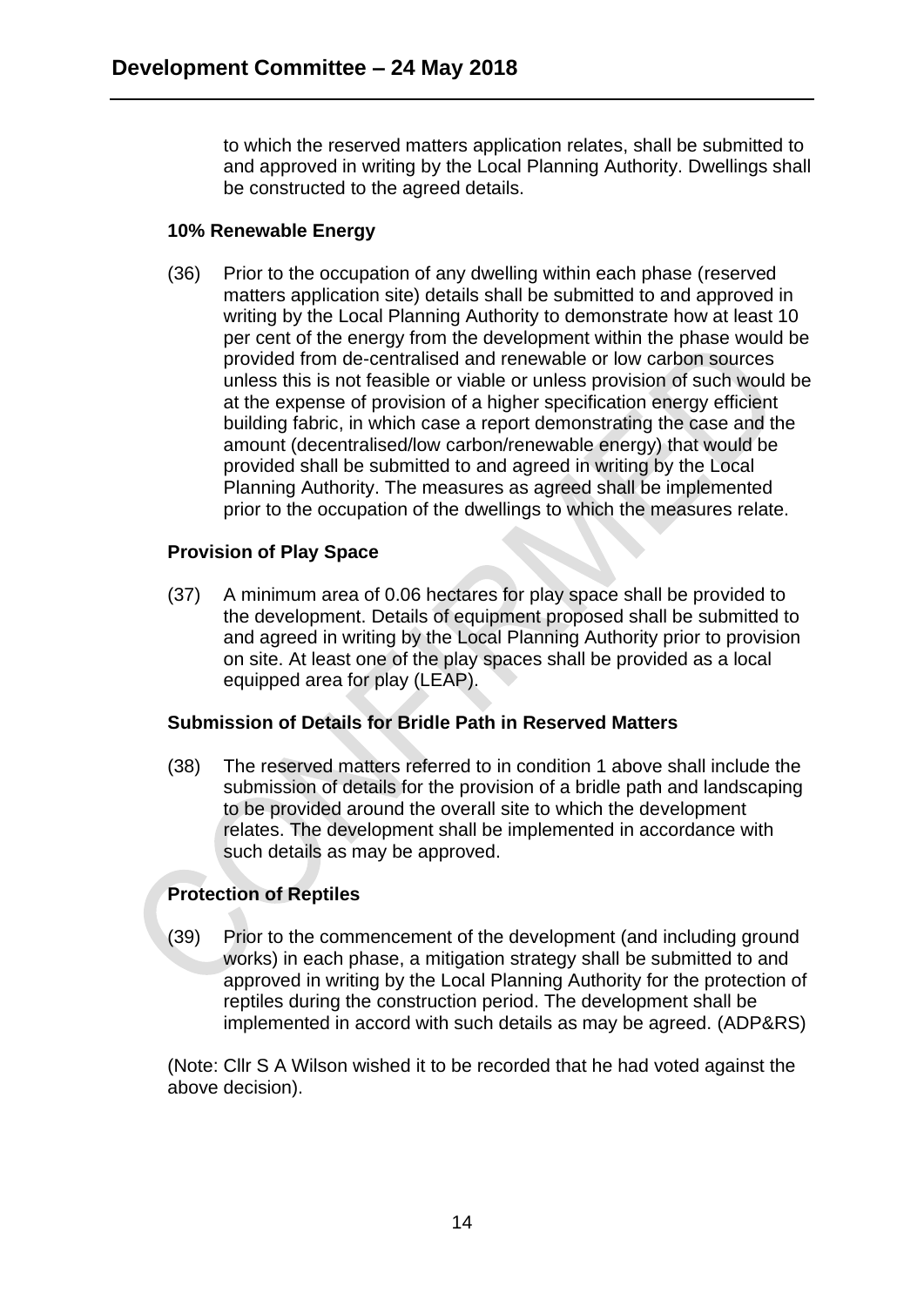to which the reserved matters application relates, shall be submitted to and approved in writing by the Local Planning Authority. Dwellings shall be constructed to the agreed details.

**10% Renewable Energy**

(36) Prior to the occupation of any dwelling within each phase (reserved matters application site) details shall be submitted to and approved in writing by the Local Planning Authority to demonstrate how at least 10 per cent of the energy from the development within the phase would be provided from de-centralised and renewable or low carbon sources unless this is not feasible or viable or unless provision of such would be at the expense of provision of a higher specification energy efficient building fabric, in which case a report demonstrating the case and the amount (decentralised/low carbon/renewable energy) that would be provided shall be submitted to and agreed in writing by the Local Planning Authority. The measures as agreed shall be implemented prior to the occupation of the dwellings to which the measures relate.

**Provision of Play Space**

(37) A minimum area of 0.06 hectares for play space shall be provided to the development. Details of equipment proposed shall be submitted to and agreed in writing by the Local Planning Authority prior to provision on site. At least one of the play spaces shall be provided as a local equipped area for play (LEAP).

**Submission of Details for Bridle Path in Reserved Matters**

(38) The reserved matters referred to in condition 1 above shall include the submission of details for the provision of a bridle path and landscaping to be provided around the overall site to which the development relates. The development shall be implemented in accordance with such details as may be approved.

**Protection of Reptiles**

(39) Prior to the commencement of the development (and including ground works) in each phase, a mitigation strategy shall be submitted to and approved in writing by the Local Planning Authority for the protection of reptiles during the construction period. The development shall be implemented in accord with such details as may be agreed. (ADP&RS)

(Note: Cllr S A Wilson wished it to be recorded that he had voted against the above decision).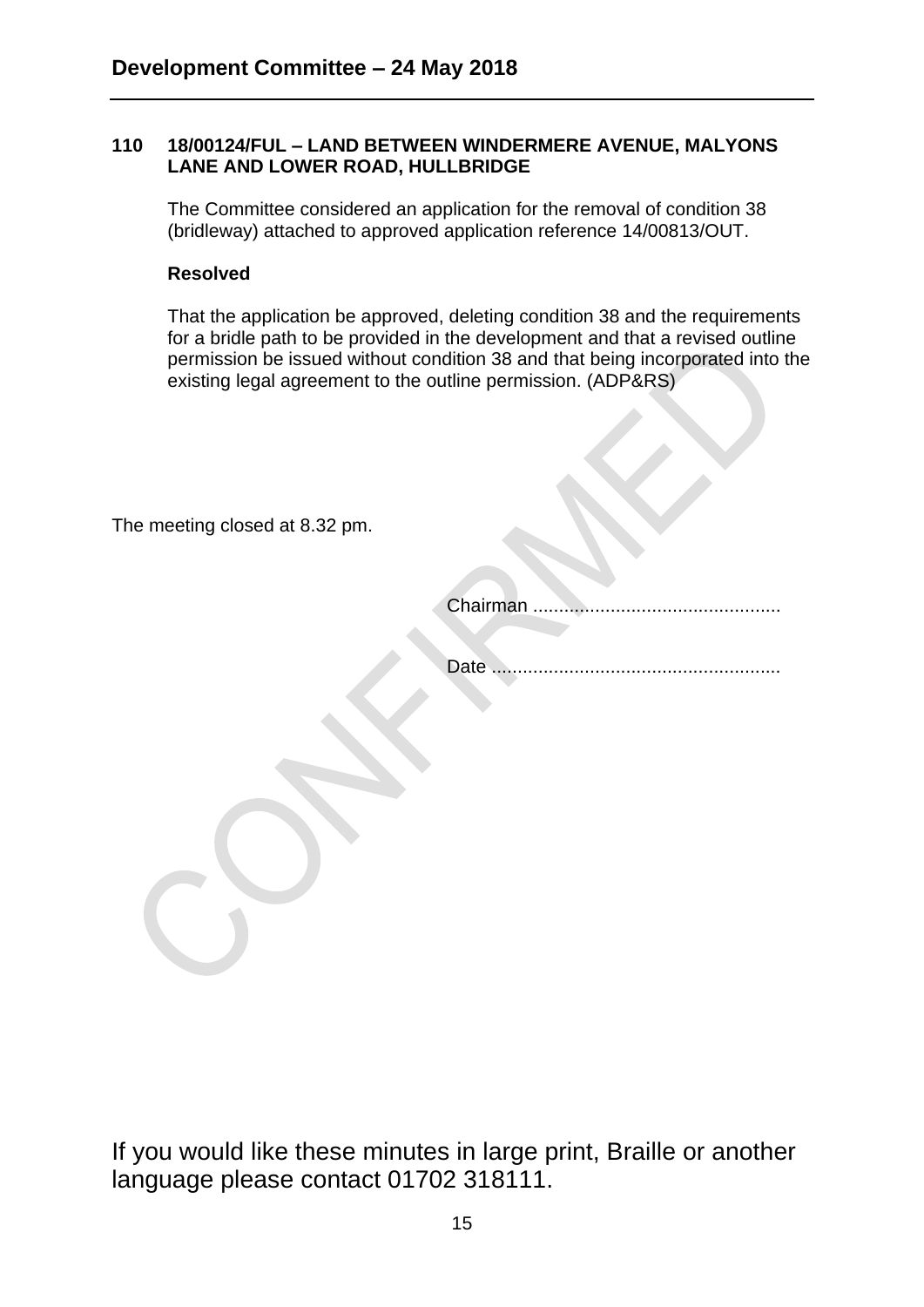**110 18/00124/FUL – LAND BETWEEN WINDERMERE AVENUE, MALYONS LANE AND LOWER ROAD, HULLBRIDGE**

The Committee considered an application for the removal of condition 38 (bridleway) attached to approved application reference 14/00813/OUT.

**Resolved**

That the application be approved, deleting condition 38 and the requirements for a bridle path to be provided in the development and that a revised outline permission be issued without condition 38 and that being incorporated into the existing legal agreement to the outline permission. (ADP&RS)

The meeting closed at 8.32 pm.

Chairman ................................................

Date ........................................................

If you would like these minutes in large print, Braille or another language please contact 01702 318111.